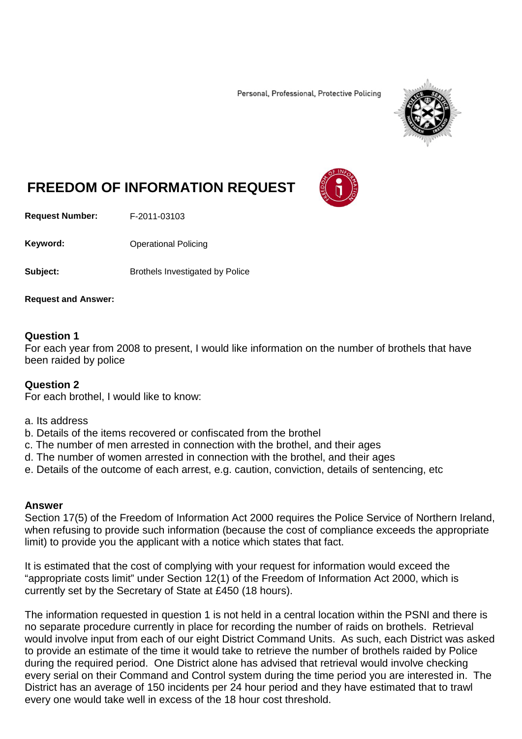Personal, Professional, Protective Policing

# FREEDOM OF INFORMATION REQUEST

**Request Number:** F-2011-03103

**Keyword:** Operational Policing

**Subject:** Brothels Investigated by Police

**Request and Answer:**

**Question 1**
For each year from 2008 to present, I would like information on the number of brothels that have been raided by police

**Question 2**
For each brothel, I would like to know:

a. Its address
b. Details of the items recovered or confiscated from the brothel
c. The number of men arrested in connection with the brothel, and their ages
d. The number of women arrested in connection with the brothel, and their ages
e. Details of the outcome of each arrest, e.g. caution, conviction, details of sentencing, etc

**Answer**
Section 17(5) of the Freedom of Information Act 2000 requires the Police Service of Northern Ireland, when refusing to provide such information (because the cost of compliance exceeds the appropriate limit) to provide you the applicant with a notice which states that fact.

It is estimated that the cost of complying with your request for information would exceed the "appropriate costs limit" under Section 12(1) of the Freedom of Information Act 2000, which is currently set by the Secretary of State at £450 (18 hours).

The information requested in question 1 is not held in a central location within the PSNI and there is no separate procedure currently in place for recording the number of raids on brothels. Retrieval would involve input from each of our eight District Command Units. As such, each District was asked to provide an estimate of the time it would take to retrieve the number of brothels raided by Police during the required period. One District alone has advised that retrieval would involve checking every serial on their Command and Control system during the time period you are interested in. The District has an average of 150 incidents per 24 hour period and they have estimated that to trawl every one would take well in excess of the 18 hour cost threshold.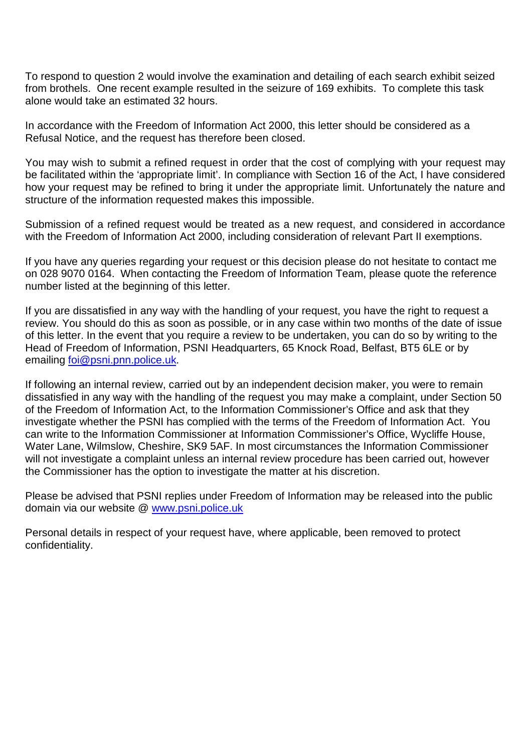To respond to question 2 would involve the examination and detailing of each search exhibit seized from brothels. One recent example resulted in the seizure of 169 exhibits. To complete this task alone would take an estimated 32 hours.

In accordance with the Freedom of Information Act 2000, this letter should be considered as a Refusal Notice, and the request has therefore been closed.

You may wish to submit a refined request in order that the cost of complying with your request may be facilitated within the 'appropriate limit'. In compliance with Section 16 of the Act, I have considered how your request may be refined to bring it under the appropriate limit. Unfortunately the nature and structure of the information requested makes this impossible.

Submission of a refined request would be treated as a new request, and considered in accordance with the Freedom of Information Act 2000, including consideration of relevant Part II exemptions.

If you have any queries regarding your request or this decision please do not hesitate to contact me on 028 9070 0164. When contacting the Freedom of Information Team, please quote the reference number listed at the beginning of this letter.

If you are dissatisfied in any way with the handling of your request, you have the right to request a review. You should do this as soon as possible, or in any case within two months of the date of issue of this letter. In the event that you require a review to be undertaken, you can do so by writing to the Head of Freedom of Information, PSNI Headquarters, 65 Knock Road, Belfast, BT5 6LE or by emailing foi@psni.pnn.police.uk.

If following an internal review, carried out by an independent decision maker, you were to remain dissatisfied in any way with the handling of the request you may make a complaint, under Section 50 of the Freedom of Information Act, to the Information Commissioner's Office and ask that they investigate whether the PSNI has complied with the terms of the Freedom of Information Act. You can write to the Information Commissioner at Information Commissioner's Office, Wycliffe House, Water Lane, Wilmslow, Cheshire, SK9 5AF. In most circumstances the Information Commissioner will not investigate a complaint unless an internal review procedure has been carried out, however the Commissioner has the option to investigate the matter at his discretion.

Please be advised that PSNI replies under Freedom of Information may be released into the public domain via our website @ www.psni.police.uk

Personal details in respect of your request have, where applicable, been removed to protect confidentiality.